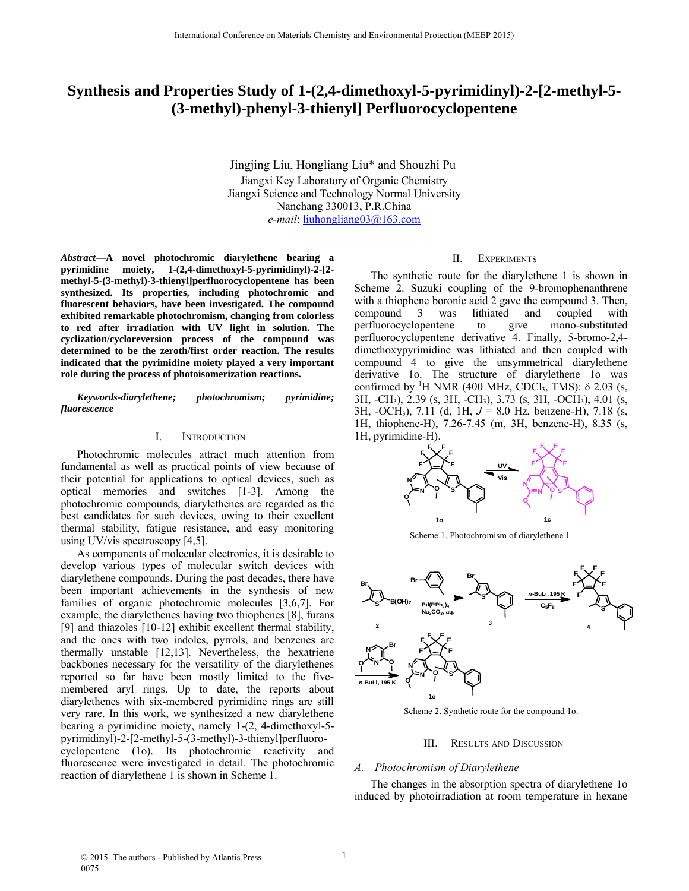# Synthesis and Properties Study of 1-(2,4-dimethoxyl-5-pyrimidinyl)-2-[2-methyl-5-(3-methyl)-phenyl-3-thienyl] Perfluorocyclopentene

Jingjing Liu, Hongliang Liu* and Shouzhi Pu

Jiangxi Key Laboratory of Organic Chemistry
Jiangxi Science and Technology Normal University
Nanchang 330013, P.R.China
*e-mail*: liuhongliang03@163.com

***Abstract*—A novel photochromic diarylethene bearing a pyrimidine moiety, 1-(2,4-dimethoxyl-5-pyrimidinyl)-2-[2-methyl-5-(3-methyl)-3-thienyl]perfluorocyclopentene has been synthesized. Its properties, including photochromic and fluorescent behaviors, have been investigated. The compound exhibited remarkable photochromism, changing from colorless to red after irradiation with UV light in solution. The cyclization/cycloreversion process of the compound was determined to be the zeroth/first order reaction. The results indicated that the pyrimidine moiety played a very important role during the process of photoisomerization reactions.**

***Keywords-diarylethene; photochromism; pyrimidine; fluorescence***

## I. Introduction

Photochromic molecules attract much attention from fundamental as well as practical points of view because of their potential for applications to optical devices, such as optical memories and switches [1-3]. Among the photochromic compounds, diarylethenes are regarded as the best candidates for such devices, owing to their excellent thermal stability, fatigue resistance, and easy monitoring using UV/vis spectroscopy [4,5].

As components of molecular electronics, it is desirable to develop various types of molecular switch devices with diarylethene compounds. During the past decades, there have been important achievements in the synthesis of new families of organic photochromic molecules [3,6,7]. For example, the diarylethenes having two thiophenes [8], furans [9] and thiazoles [10-12] exhibit excellent thermal stability, and the ones with two indoles, pyrrols, and benzenes are thermally unstable [12,13]. Nevertheless, the hexatriene backbones necessary for the versatility of the diarylethenes reported so far have been mostly limited to the five-membered aryl rings. Up to date, the reports about diarylethenes with six-membered pyrimidine rings are still very rare. In this work, we synthesized a new diarylethene bearing a pyrimidine moiety, namely 1-(2, 4-dimethoxyl-5-pyrimidinyl)-2-[2-methyl-5-(3-methyl)-3-thienyl]perfluorocyclopentene (1o). Its photochromic reactivity and fluorescence were investigated in detail. The photochromic reaction of diarylethene 1 is shown in Scheme 1.

## II. Experiments

The synthetic route for the diarylethene 1 is shown in Scheme 2. Suzuki coupling of the 9-bromophenanthrene with a thiophene boronic acid 2 gave the compound 3. Then, compound 3 was lithiated and coupled with perfluorocyclopentene to give mono-substituted perfluorocyclopentene derivative 4. Finally, 5-bromo-2,4-dimethoxypyrimidine was lithiated and then coupled with compound 4 to give the unsymmetrical diarylethene derivative 1o. The structure of diarylethene 1o was confirmed by $^1$H NMR (400 MHz, $CDCl_3$, TMS): δ 2.03 (s, 3H, $-CH_3$), 2.39 (s, 3H, $-CH_3$), 3.73 (s, 3H, $-OCH_3$), 4.01 (s, 3H, $-OCH_3$), 7.11 (d, 1H, $J$ = 8.0 Hz, benzene-H), 7.18 (s, 1H, thiophene-H), 7.26-7.45 (m, 3H, benzene-H), 8.35 (s, 1H, pyrimidine-H).

Scheme 1. Photochromism of diarylethene 1.

Scheme 2. Synthetic route for the compound 1o.

## III. Results and Discussion

### A. Photochromism of Diarylethene

The changes in the absorption spectra of diarylethene 1o induced by photoirradiation at room temperature in hexane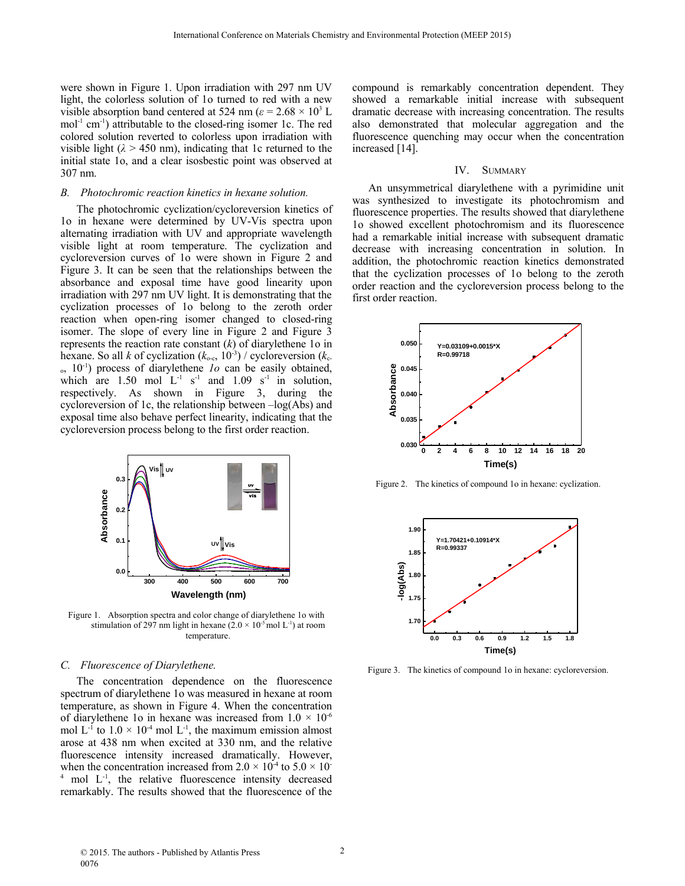were shown in Figure 1. Upon irradiation with 297 nm UV light, the colorless solution of 1o turned to red with a new visible absorption band centered at 524 nm ($\varepsilon = 2.68 \times 10^3$ L mol$^{-1}$ cm$^{-1}$) attributable to the closed-ring isomer 1c. The red colored solution reverted to colorless upon irradiation with visible light ($\lambda > 450$ nm), indicating that 1c returned to the initial state 1o, and a clear isosbestic point was observed at 307 nm.

### B. Photochromic reaction kinetics in hexane solution.

The photochromic cyclization/cycloreversion kinetics of 1o in hexane were determined by UV-Vis spectra upon alternating irradiation with UV and appropriate wavelength visible light at room temperature. The cyclization and cycloreversion curves of 1o were shown in Figure 2 and Figure 3. It can be seen that the relationships between the absorbance and exposal time have good linearity upon irradiation with 297 nm UV light. It is demonstrating that the cyclization processes of 1o belong to the zeroth order reaction when open-ring isomer changed to closed-ring isomer. The slope of every line in Figure 2 and Figure 3 represents the reaction rate constant ($k$) of diarylethene 1o in hexane. So all $k$ of cyclization ($k_{o\text{-}c}$, $10^{-3}$) / cycloreversion ($k_{c\text{-}o}$, $10^{-1}$) process of diarylethene *1o* can be easily obtained, which are 1.50 mol L$^{-1}$ s$^{-1}$ and 1.09 s$^{-1}$ in solution, respectively. As shown in Figure 3, during the cycloreversion of 1c, the relationship between –log(Abs) and exposal time also behave perfect linearity, indicating that the cycloreversion process belong to the first order reaction.

Figure 1. Absorption spectra and color change of diarylethene 1o with stimulation of 297 nm light in hexane ($2.0 \times 10^{-5}$ mol L$^{-1}$) at room temperature.

### C. Fluorescence of Diarylethene.

The concentration dependence on the fluorescence spectrum of diarylethene 1o was measured in hexane at room temperature, as shown in Figure 4. When the concentration of diarylethene 1o in hexane was increased from $1.0 \times 10^{-6}$ mol L$^{-1}$ to $1.0 \times 10^{-4}$ mol L$^{-1}$, the maximum emission almost arose at 438 nm when excited at 330 nm, and the relative fluorescence intensity increased dramatically. However, when the concentration increased from $2.0 \times 10^{-4}$ to $5.0 \times 10^{-4}$ mol L$^{-1}$, the relative fluorescence intensity decreased remarkably. The results showed that the fluorescence of the compound is remarkably concentration dependent. They showed a remarkable initial increase with subsequent dramatic decrease with increasing concentration. The results also demonstrated that molecular aggregation and the fluorescence quenching may occur when the concentration increased [14].

## IV. SUMMARY

An unsymmetrical diarylethene with a pyrimidine unit was synthesized to investigate its photochromism and fluorescence properties. The results showed that diarylethene 1o showed excellent photochromism and its fluorescence had a remarkable initial increase with subsequent dramatic decrease with increasing concentration in solution. In addition, the photochromic reaction kinetics demonstrated that the cyclization processes of 1o belong to the zeroth order reaction and the cycloreversion process belong to the first order reaction.

Figure 2. The kinetics of compound 1o in hexane: cyclization.

Figure 3. The kinetics of compound 1o in hexane: cycloreversion.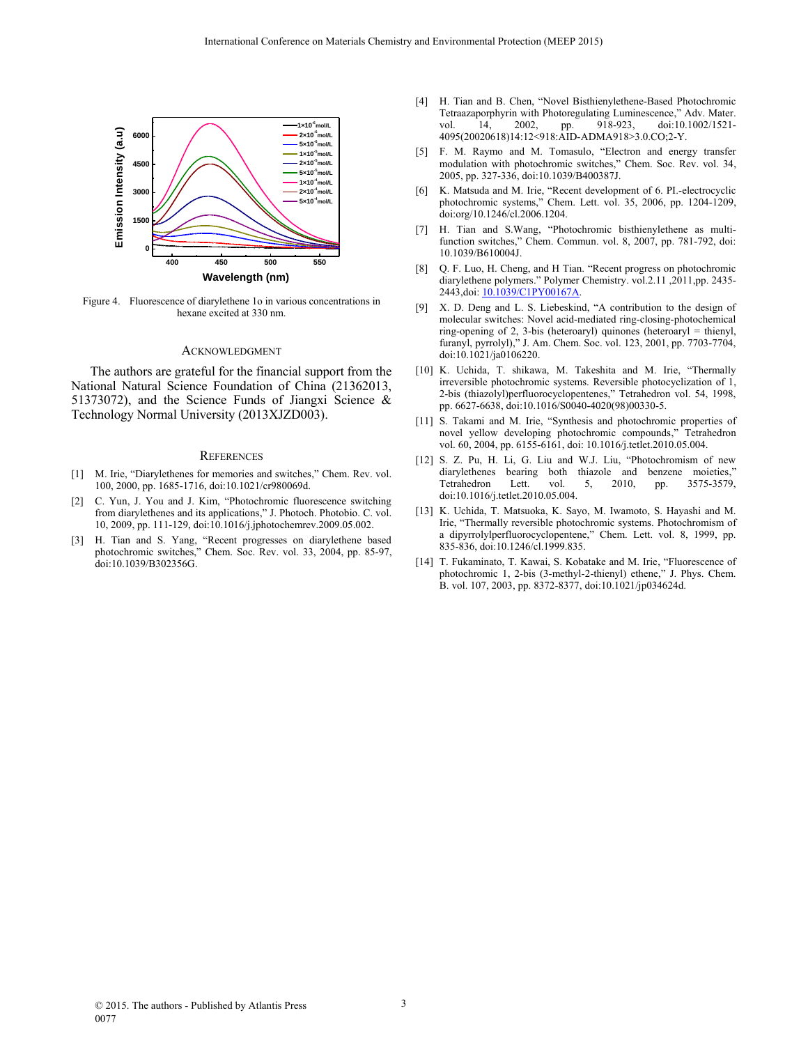Emission Intensity (a.u)

6000
4500
3000
1500
0

400
450
500
550

Wavelength (nm)

1×10⁻⁶mol/L
2×10⁻⁶mol/L
5×10⁻⁶mol/L
1×10⁻⁵mol/L
2×10⁻⁵mol/L
5×10⁻⁵mol/L
1×10⁻⁴mol/L
2×10⁻⁴mol/L
5×10⁻⁴mol/L

Figure 4. Fluorescence of diarylethene 1o in various concentrations in hexane excited at 330 nm.

## ACKNOWLEDGMENT

The authors are grateful for the financial support from the National Natural Science Foundation of China (21362013, 51373072), and the Science Funds of Jiangxi Science & Technology Normal University (2013XJZD003).

## REFERENCES

[1] M. Irie, "Diarylethenes for memories and switches," Chem. Rev. vol. 100, 2000, pp. 1685-1716, doi:10.1021/cr980069d.

[2] C. Yun, J. You and J. Kim, "Photochromic fluorescence switching from diarylethenes and its applications," J. Photoch. Photobio. C. vol. 10, 2009, pp. 111-129, doi:10.1016/j.jphotochemrev.2009.05.002.

[3] H. Tian and S. Yang, "Recent progresses on diarylethene based photochromic switches," Chem. Soc. Rev. vol. 33, 2004, pp. 85-97, doi:10.1039/B302356G.

[4] H. Tian and B. Chen, "Novel Bisthienylethene-Based Photochromic Tetraazaporphyrin with Photoregulating Luminescence," Adv. Mater. vol. 14, 2002, pp. 918-923, doi:10.1002/1521-4095(20020618)14:12<918:AID-ADMA918>3.0.CO;2-Y.

[5] F. M. Raymo and M. Tomasulo, "Electron and energy transfer modulation with photochromic switches," Chem. Soc. Rev. vol. 34, 2005, pp. 327-336, doi:10.1039/B400387J.

[6] K. Matsuda and M. Irie, "Recent development of 6. PI.-electrocyclic photochromic systems," Chem. Lett. vol. 35, 2006, pp. 1204-1209, doi:org/10.1246/cl.2006.1204.

[7] H. Tian and S.Wang, "Photochromic bisthienylethene as multi-function switches," Chem. Commun. vol. 8, 2007, pp. 781-792, doi: 10.1039/B610004J.

[8] Q. F. Luo, H. Cheng, and H Tian. "Recent progress on photochromic diarylethene polymers." Polymer Chemistry. vol.2.11 ,2011,pp. 2435-2443,doi: 10.1039/C1PY00167A.

[9] X. D. Deng and L. S. Liebeskind, "A contribution to the design of molecular switches: Novel acid-mediated ring-closing-photochemical ring-opening of 2, 3-bis (heteroaryl) quinones (heteroaryl = thienyl, furanyl, pyrrolyl)," J. Am. Chem. Soc. vol. 123, 2001, pp. 7703-7704, doi:10.1021/ja0106220.

[10] K. Uchida, T. shikawa, M. Takeshita and M. Irie, "Thermally irreversible photochromic systems. Reversible photocyclization of 1, 2-bis (thiazolyl)perfluorocyclopentenes," Tetrahedron vol. 54, 1998, pp. 6627-6638, doi:10.1016/S0040-4020(98)00330-5.

[11] S. Takami and M. Irie, "Synthesis and photochromic properties of novel yellow developing photochromic compounds," Tetrahedron vol. 60, 2004, pp. 6155-6161, doi: 10.1016/j.tetlet.2010.05.004.

[12] S. Z. Pu, H. Li, G. Liu and W.J. Liu, "Photochromism of new diarylethenes bearing both thiazole and benzene moieties," Tetrahedron Lett. vol. 5, 2010, pp. 3575-3579, doi:10.1016/j.tetlet.2010.05.004.

[13] K. Uchida, T. Matsuoka, K. Sayo, M. Iwamoto, S. Hayashi and M. Irie, "Thermally reversible photochromic systems. Photochromism of a dipyrrolylperfluorocyclopentene," Chem. Lett. vol. 8, 1999, pp. 835-836, doi:10.1246/cl.1999.835.

[14] T. Fukaminato, T. Kawai, S. Kobatake and M. Irie, "Fluorescence of photochromic 1, 2-bis (3-methyl-2-thienyl) ethene," J. Phys. Chem. B. vol. 107, 2003, pp. 8372-8377, doi:10.1021/jp034624d.